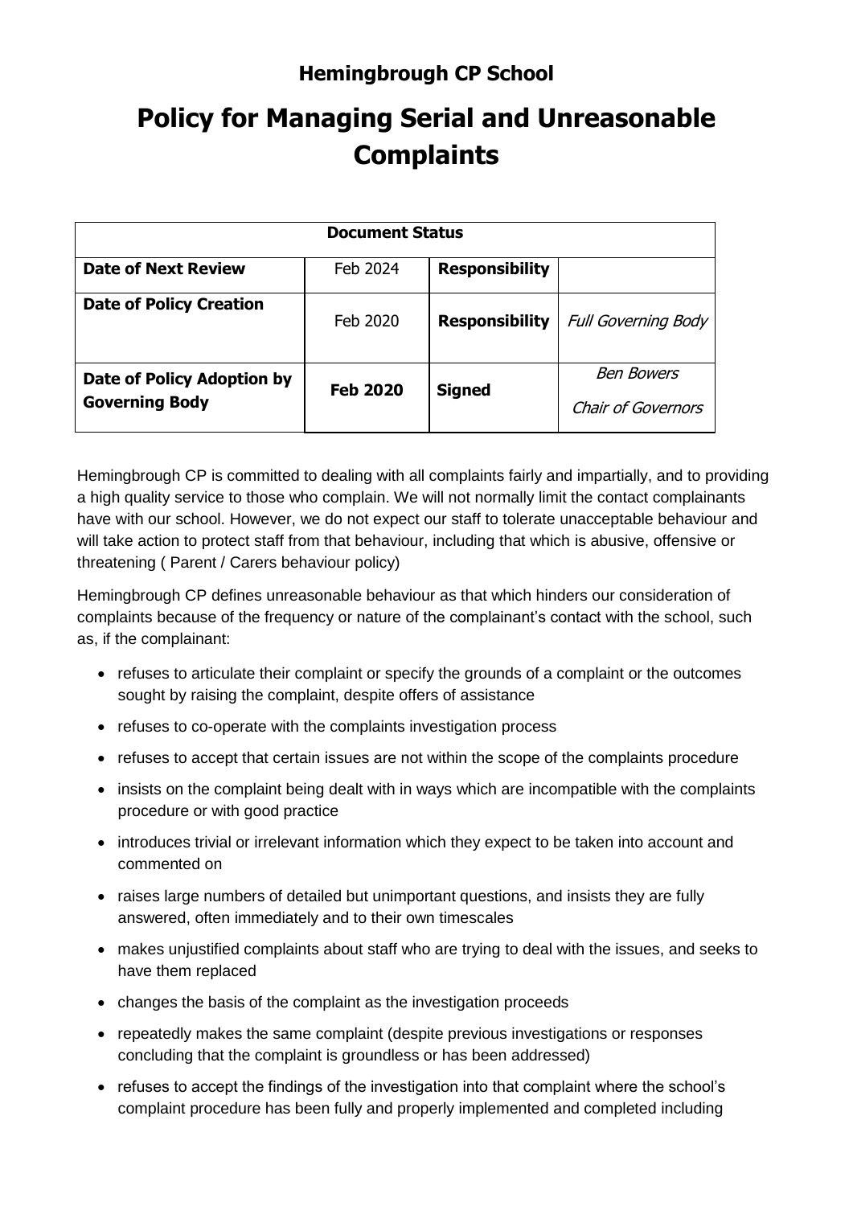**Hemingbrough CP School**

# Policy for Managing Serial and Unreasonable Complaints

| Document Status | | | |
|---|---|---|---|
| **Date of Next Review** | Feb 2024 | **Responsibility** | |
| **Date of Policy Creation** | Feb 2020 | **Responsibility** | *Full Governing Body* |
| **Date of Policy Adoption by Governing Body** | **Feb 2020** | **Signed** | *Ben Bowers* *Chair of Governors* |

Hemingbrough CP is committed to dealing with all complaints fairly and impartially, and to providing a high quality service to those who complain. We will not normally limit the contact complainants have with our school. However, we do not expect our staff to tolerate unacceptable behaviour and will take action to protect staff from that behaviour, including that which is abusive, offensive or threatening ( Parent / Carers behaviour policy)

Hemingbrough CP defines unreasonable behaviour as that which hinders our consideration of complaints because of the frequency or nature of the complainant's contact with the school, such as, if the complainant:

- refuses to articulate their complaint or specify the grounds of a complaint or the outcomes sought by raising the complaint, despite offers of assistance
- refuses to co-operate with the complaints investigation process
- refuses to accept that certain issues are not within the scope of the complaints procedure
- insists on the complaint being dealt with in ways which are incompatible with the complaints procedure or with good practice
- introduces trivial or irrelevant information which they expect to be taken into account and commented on
- raises large numbers of detailed but unimportant questions, and insists they are fully answered, often immediately and to their own timescales
- makes unjustified complaints about staff who are trying to deal with the issues, and seeks to have them replaced
- changes the basis of the complaint as the investigation proceeds
- repeatedly makes the same complaint (despite previous investigations or responses concluding that the complaint is groundless or has been addressed)
- refuses to accept the findings of the investigation into that complaint where the school's complaint procedure has been fully and properly implemented and completed including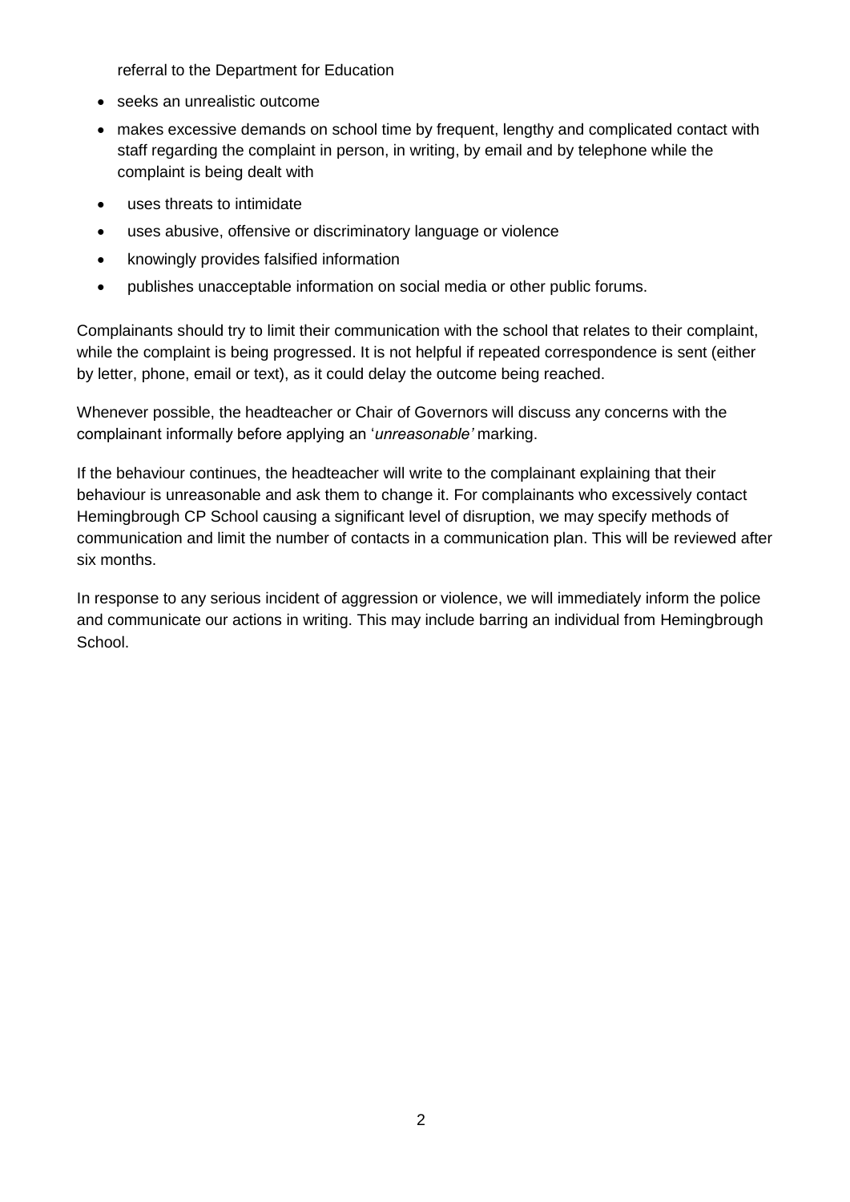referral to the Department for Education

- seeks an unrealistic outcome
- makes excessive demands on school time by frequent, lengthy and complicated contact with staff regarding the complaint in person, in writing, by email and by telephone while the complaint is being dealt with
- uses threats to intimidate
- uses abusive, offensive or discriminatory language or violence
- knowingly provides falsified information
- publishes unacceptable information on social media or other public forums.

Complainants should try to limit their communication with the school that relates to their complaint, while the complaint is being progressed. It is not helpful if repeated correspondence is sent (either by letter, phone, email or text), as it could delay the outcome being reached.

Whenever possible, the headteacher or Chair of Governors will discuss any concerns with the complainant informally before applying an '*unreasonable'* marking.

If the behaviour continues, the headteacher will write to the complainant explaining that their behaviour is unreasonable and ask them to change it. For complainants who excessively contact Hemingbrough CP School causing a significant level of disruption, we may specify methods of communication and limit the number of contacts in a communication plan. This will be reviewed after six months.

In response to any serious incident of aggression or violence, we will immediately inform the police and communicate our actions in writing. This may include barring an individual from Hemingbrough School.